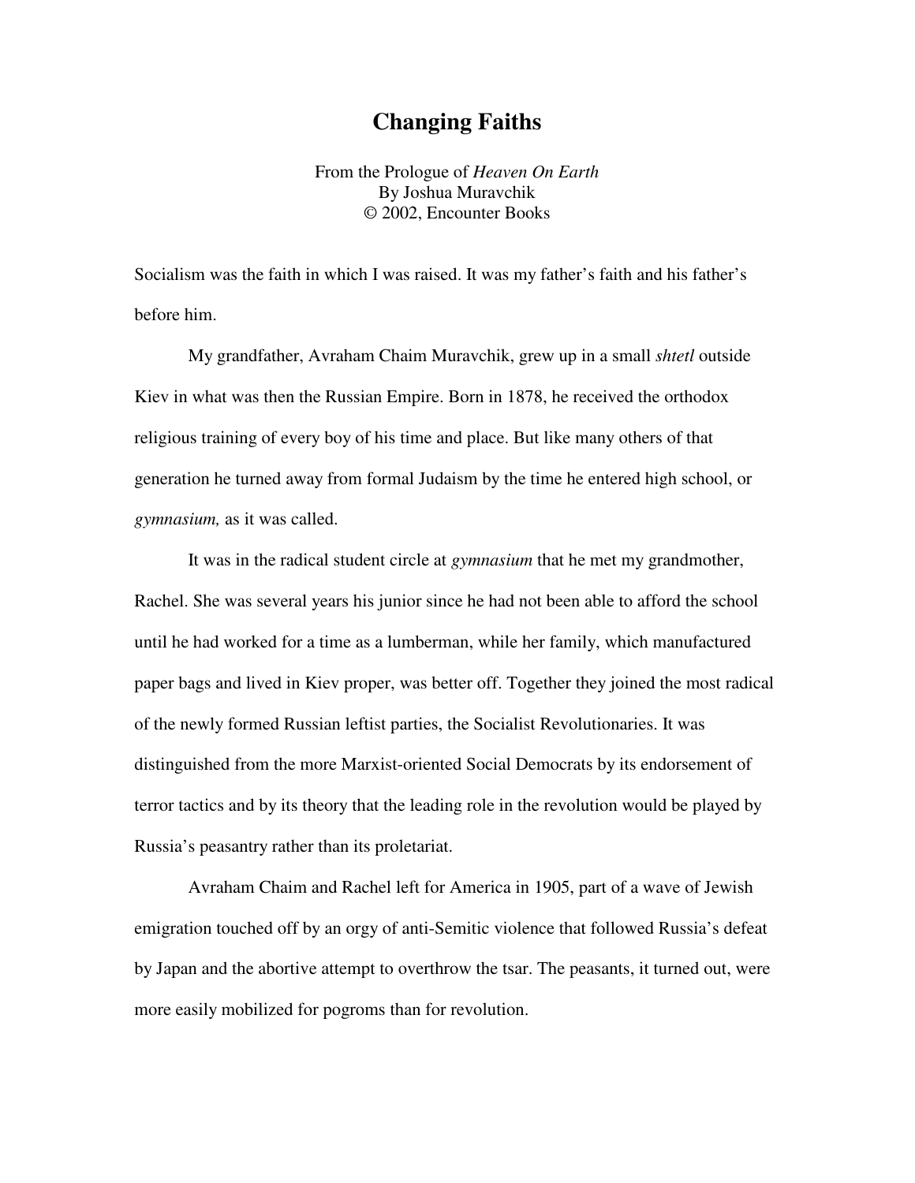# Changing Faiths

From the Prologue of *Heaven On Earth*
By Joshua Muravchik
© 2002, Encounter Books

Socialism was the faith in which I was raised. It was my father's faith and his father's before him.

My grandfather, Avraham Chaim Muravchik, grew up in a small *shtetl* outside Kiev in what was then the Russian Empire. Born in 1878, he received the orthodox religious training of every boy of his time and place. But like many others of that generation he turned away from formal Judaism by the time he entered high school, or *gymnasium,* as it was called.

It was in the radical student circle at *gymnasium* that he met my grandmother, Rachel. She was several years his junior since he had not been able to afford the school until he had worked for a time as a lumberman, while her family, which manufactured paper bags and lived in Kiev proper, was better off. Together they joined the most radical of the newly formed Russian leftist parties, the Socialist Revolutionaries. It was distinguished from the more Marxist-oriented Social Democrats by its endorsement of terror tactics and by its theory that the leading role in the revolution would be played by Russia's peasantry rather than its proletariat.

Avraham Chaim and Rachel left for America in 1905, part of a wave of Jewish emigration touched off by an orgy of anti-Semitic violence that followed Russia's defeat by Japan and the abortive attempt to overthrow the tsar. The peasants, it turned out, were more easily mobilized for pogroms than for revolution.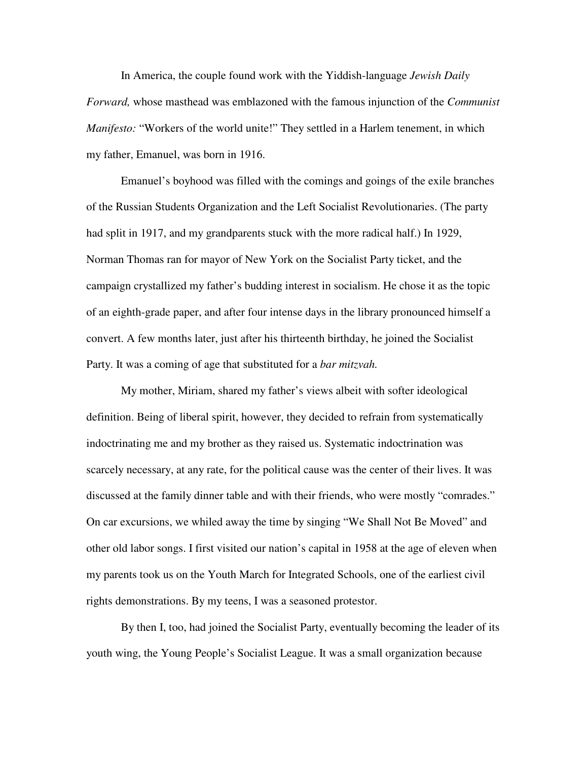In America, the couple found work with the Yiddish-language *Jewish Daily Forward,* whose masthead was emblazoned with the famous injunction of the *Communist Manifesto:* "Workers of the world unite!" They settled in a Harlem tenement, in which my father, Emanuel, was born in 1916.

Emanuel's boyhood was filled with the comings and goings of the exile branches of the Russian Students Organization and the Left Socialist Revolutionaries. (The party had split in 1917, and my grandparents stuck with the more radical half.) In 1929, Norman Thomas ran for mayor of New York on the Socialist Party ticket, and the campaign crystallized my father's budding interest in socialism. He chose it as the topic of an eighth-grade paper, and after four intense days in the library pronounced himself a convert. A few months later, just after his thirteenth birthday, he joined the Socialist Party. It was a coming of age that substituted for a *bar mitzvah.*

My mother, Miriam, shared my father's views albeit with softer ideological definition. Being of liberal spirit, however, they decided to refrain from systematically indoctrinating me and my brother as they raised us. Systematic indoctrination was scarcely necessary, at any rate, for the political cause was the center of their lives. It was discussed at the family dinner table and with their friends, who were mostly "comrades." On car excursions, we whiled away the time by singing "We Shall Not Be Moved" and other old labor songs. I first visited our nation's capital in 1958 at the age of eleven when my parents took us on the Youth March for Integrated Schools, one of the earliest civil rights demonstrations. By my teens, I was a seasoned protestor.

By then I, too, had joined the Socialist Party, eventually becoming the leader of its youth wing, the Young People's Socialist League. It was a small organization because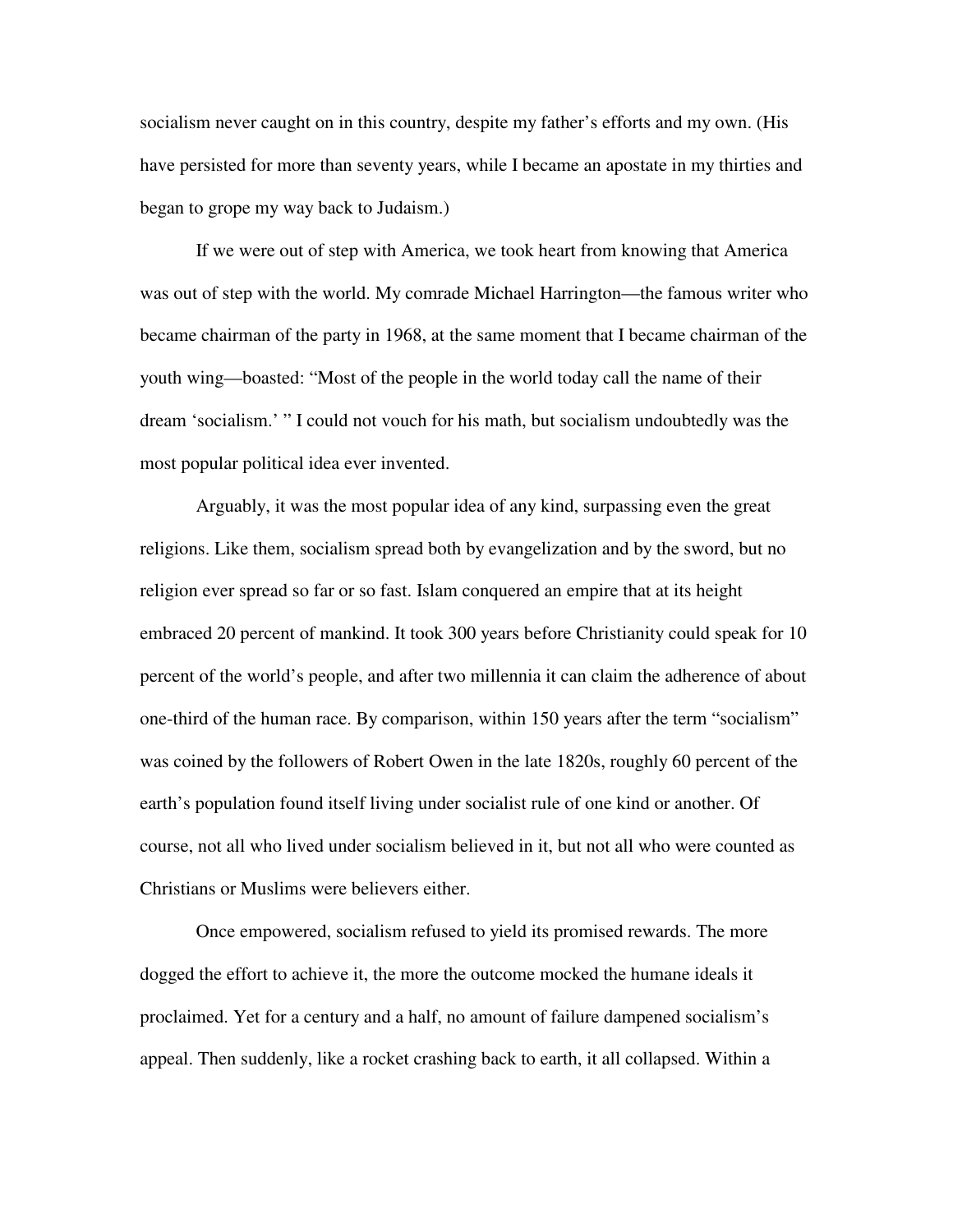socialism never caught on in this country, despite my father's efforts and my own. (His have persisted for more than seventy years, while I became an apostate in my thirties and began to grope my way back to Judaism.)

If we were out of step with America, we took heart from knowing that America was out of step with the world. My comrade Michael Harrington—the famous writer who became chairman of the party in 1968, at the same moment that I became chairman of the youth wing—boasted: "Most of the people in the world today call the name of their dream 'socialism.' " I could not vouch for his math, but socialism undoubtedly was the most popular political idea ever invented.

Arguably, it was the most popular idea of any kind, surpassing even the great religions. Like them, socialism spread both by evangelization and by the sword, but no religion ever spread so far or so fast. Islam conquered an empire that at its height embraced 20 percent of mankind. It took 300 years before Christianity could speak for 10 percent of the world's people, and after two millennia it can claim the adherence of about one-third of the human race. By comparison, within 150 years after the term "socialism" was coined by the followers of Robert Owen in the late 1820s, roughly 60 percent of the earth's population found itself living under socialist rule of one kind or another. Of course, not all who lived under socialism believed in it, but not all who were counted as Christians or Muslims were believers either.

Once empowered, socialism refused to yield its promised rewards. The more dogged the effort to achieve it, the more the outcome mocked the humane ideals it proclaimed. Yet for a century and a half, no amount of failure dampened socialism's appeal. Then suddenly, like a rocket crashing back to earth, it all collapsed. Within a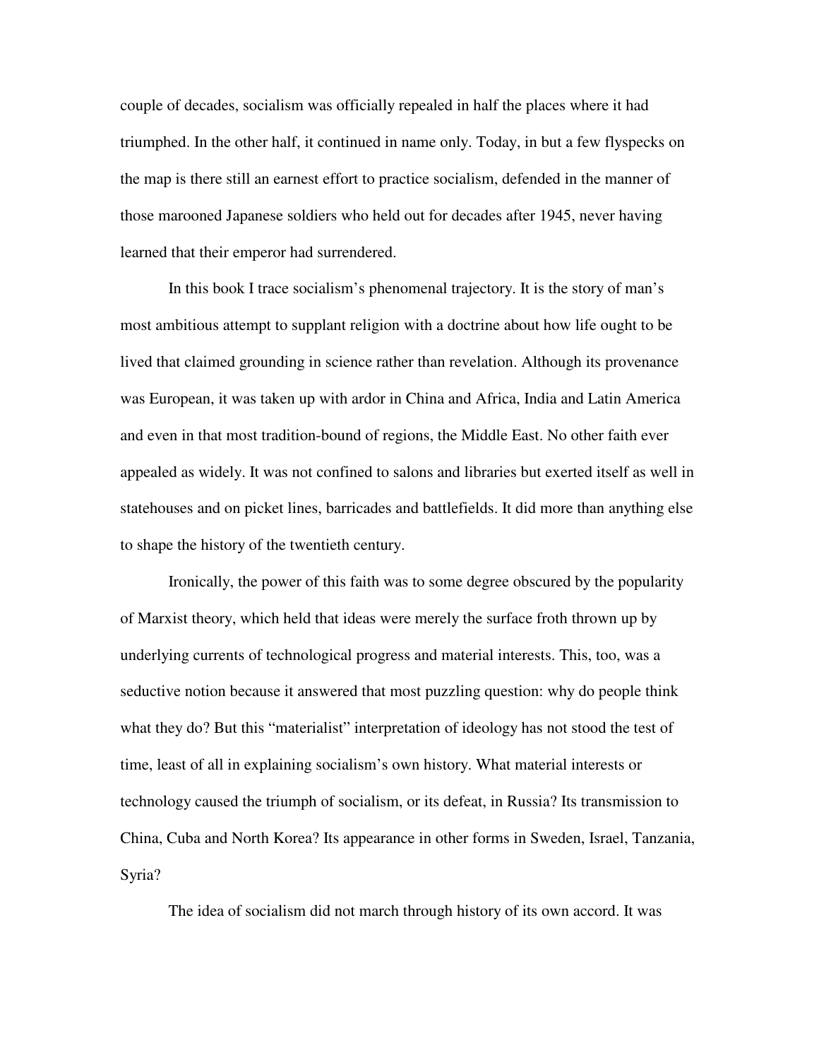couple of decades, socialism was officially repealed in half the places where it had triumphed. In the other half, it continued in name only. Today, in but a few flyspecks on the map is there still an earnest effort to practice socialism, defended in the manner of those marooned Japanese soldiers who held out for decades after 1945, never having learned that their emperor had surrendered.

In this book I trace socialism's phenomenal trajectory. It is the story of man's most ambitious attempt to supplant religion with a doctrine about how life ought to be lived that claimed grounding in science rather than revelation. Although its provenance was European, it was taken up with ardor in China and Africa, India and Latin America and even in that most tradition-bound of regions, the Middle East. No other faith ever appealed as widely. It was not confined to salons and libraries but exerted itself as well in statehouses and on picket lines, barricades and battlefields. It did more than anything else to shape the history of the twentieth century.

Ironically, the power of this faith was to some degree obscured by the popularity of Marxist theory, which held that ideas were merely the surface froth thrown up by underlying currents of technological progress and material interests. This, too, was a seductive notion because it answered that most puzzling question: why do people think what they do? But this "materialist" interpretation of ideology has not stood the test of time, least of all in explaining socialism's own history. What material interests or technology caused the triumph of socialism, or its defeat, in Russia? Its transmission to China, Cuba and North Korea? Its appearance in other forms in Sweden, Israel, Tanzania, Syria?

The idea of socialism did not march through history of its own accord. It was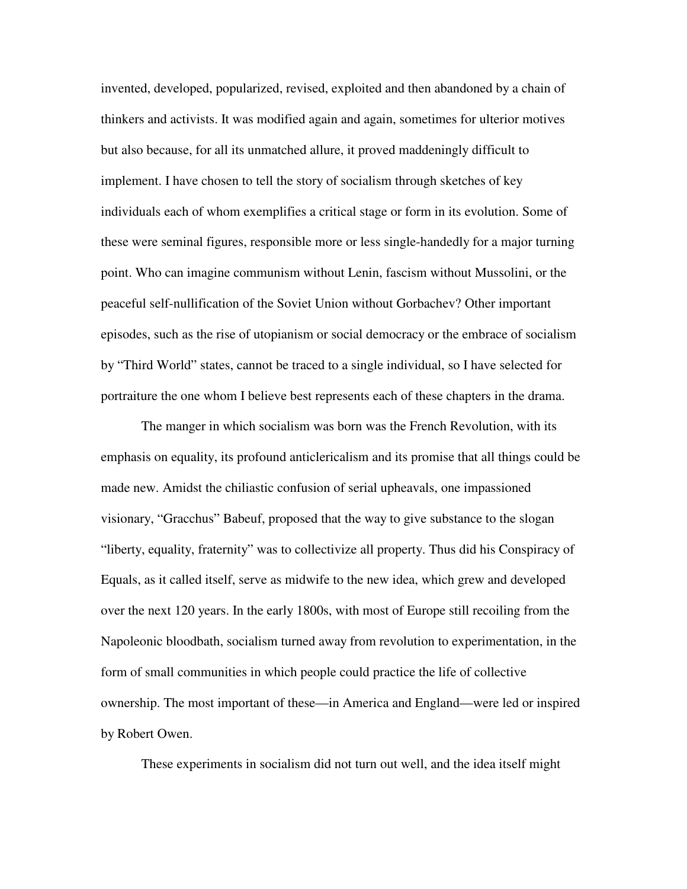invented, developed, popularized, revised, exploited and then abandoned by a chain of thinkers and activists. It was modified again and again, sometimes for ulterior motives but also because, for all its unmatched allure, it proved maddeningly difficult to implement. I have chosen to tell the story of socialism through sketches of key individuals each of whom exemplifies a critical stage or form in its evolution. Some of these were seminal figures, responsible more or less single-handedly for a major turning point. Who can imagine communism without Lenin, fascism without Mussolini, or the peaceful self-nullification of the Soviet Union without Gorbachev? Other important episodes, such as the rise of utopianism or social democracy or the embrace of socialism by "Third World" states, cannot be traced to a single individual, so I have selected for portraiture the one whom I believe best represents each of these chapters in the drama.

The manger in which socialism was born was the French Revolution, with its emphasis on equality, its profound anticlericalism and its promise that all things could be made new. Amidst the chiliastic confusion of serial upheavals, one impassioned visionary, "Gracchus" Babeuf, proposed that the way to give substance to the slogan "liberty, equality, fraternity" was to collectivize all property. Thus did his Conspiracy of Equals, as it called itself, serve as midwife to the new idea, which grew and developed over the next 120 years. In the early 1800s, with most of Europe still recoiling from the Napoleonic bloodbath, socialism turned away from revolution to experimentation, in the form of small communities in which people could practice the life of collective ownership. The most important of these—in America and England—were led or inspired by Robert Owen.

These experiments in socialism did not turn out well, and the idea itself might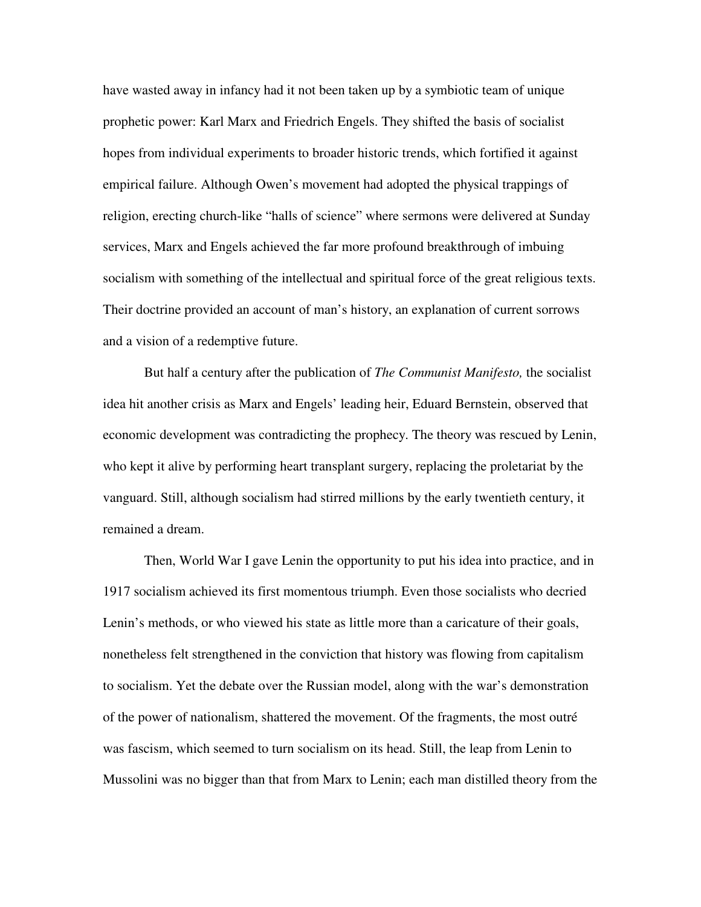have wasted away in infancy had it not been taken up by a symbiotic team of unique prophetic power: Karl Marx and Friedrich Engels. They shifted the basis of socialist hopes from individual experiments to broader historic trends, which fortified it against empirical failure. Although Owen's movement had adopted the physical trappings of religion, erecting church-like "halls of science" where sermons were delivered at Sunday services, Marx and Engels achieved the far more profound breakthrough of imbuing socialism with something of the intellectual and spiritual force of the great religious texts. Their doctrine provided an account of man's history, an explanation of current sorrows and a vision of a redemptive future.

But half a century after the publication of *The Communist Manifesto,* the socialist idea hit another crisis as Marx and Engels' leading heir, Eduard Bernstein, observed that economic development was contradicting the prophecy. The theory was rescued by Lenin, who kept it alive by performing heart transplant surgery, replacing the proletariat by the vanguard. Still, although socialism had stirred millions by the early twentieth century, it remained a dream.

Then, World War I gave Lenin the opportunity to put his idea into practice, and in 1917 socialism achieved its first momentous triumph. Even those socialists who decried Lenin's methods, or who viewed his state as little more than a caricature of their goals, nonetheless felt strengthened in the conviction that history was flowing from capitalism to socialism. Yet the debate over the Russian model, along with the war's demonstration of the power of nationalism, shattered the movement. Of the fragments, the most outré was fascism, which seemed to turn socialism on its head. Still, the leap from Lenin to Mussolini was no bigger than that from Marx to Lenin; each man distilled theory from the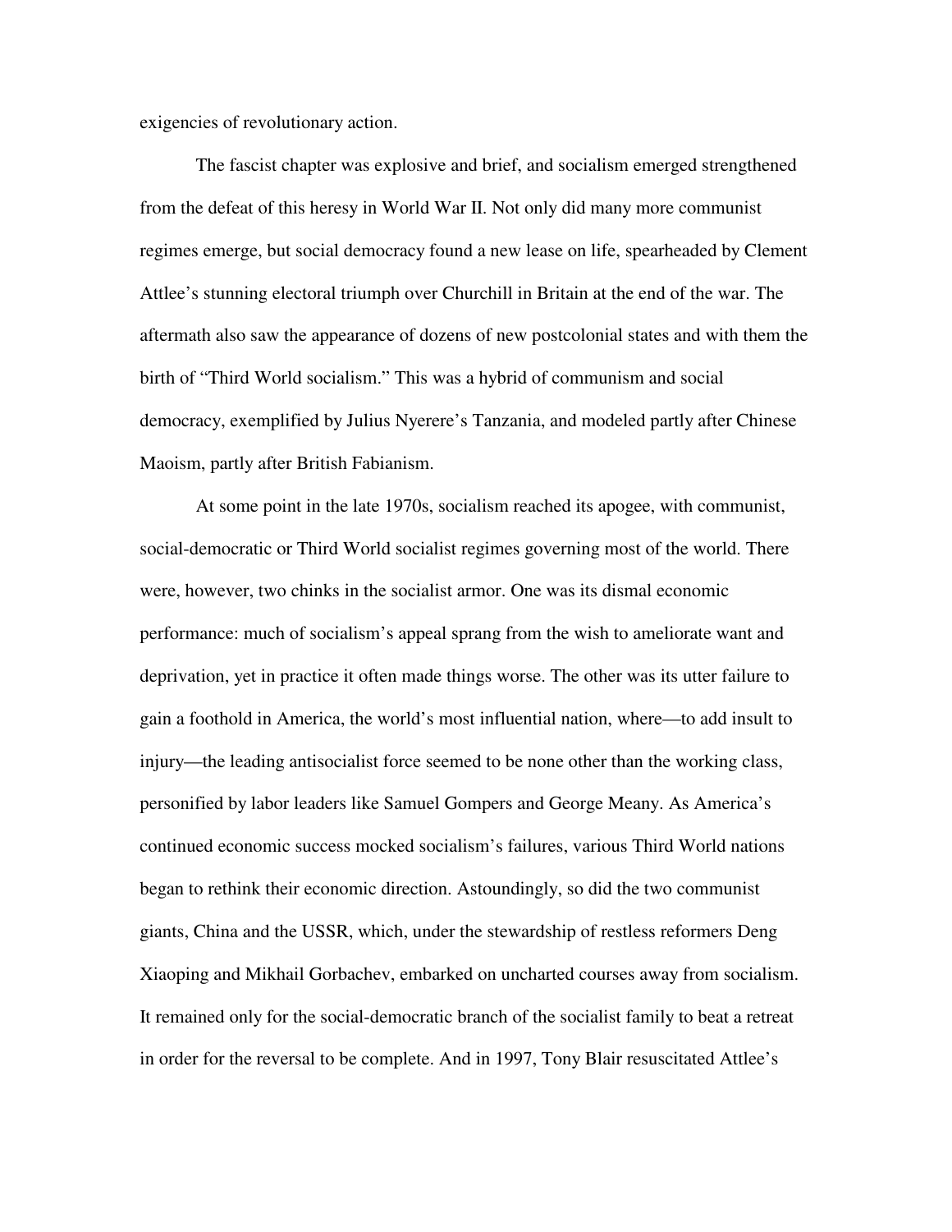exigencies of revolutionary action.

The fascist chapter was explosive and brief, and socialism emerged strengthened from the defeat of this heresy in World War II. Not only did many more communist regimes emerge, but social democracy found a new lease on life, spearheaded by Clement Attlee's stunning electoral triumph over Churchill in Britain at the end of the war. The aftermath also saw the appearance of dozens of new postcolonial states and with them the birth of "Third World socialism." This was a hybrid of communism and social democracy, exemplified by Julius Nyerere's Tanzania, and modeled partly after Chinese Maoism, partly after British Fabianism.

At some point in the late 1970s, socialism reached its apogee, with communist, social-democratic or Third World socialist regimes governing most of the world. There were, however, two chinks in the socialist armor. One was its dismal economic performance: much of socialism's appeal sprang from the wish to ameliorate want and deprivation, yet in practice it often made things worse. The other was its utter failure to gain a foothold in America, the world's most influential nation, where—to add insult to injury—the leading antisocialist force seemed to be none other than the working class, personified by labor leaders like Samuel Gompers and George Meany. As America's continued economic success mocked socialism's failures, various Third World nations began to rethink their economic direction. Astoundingly, so did the two communist giants, China and the USSR, which, under the stewardship of restless reformers Deng Xiaoping and Mikhail Gorbachev, embarked on uncharted courses away from socialism. It remained only for the social-democratic branch of the socialist family to beat a retreat in order for the reversal to be complete. And in 1997, Tony Blair resuscitated Attlee's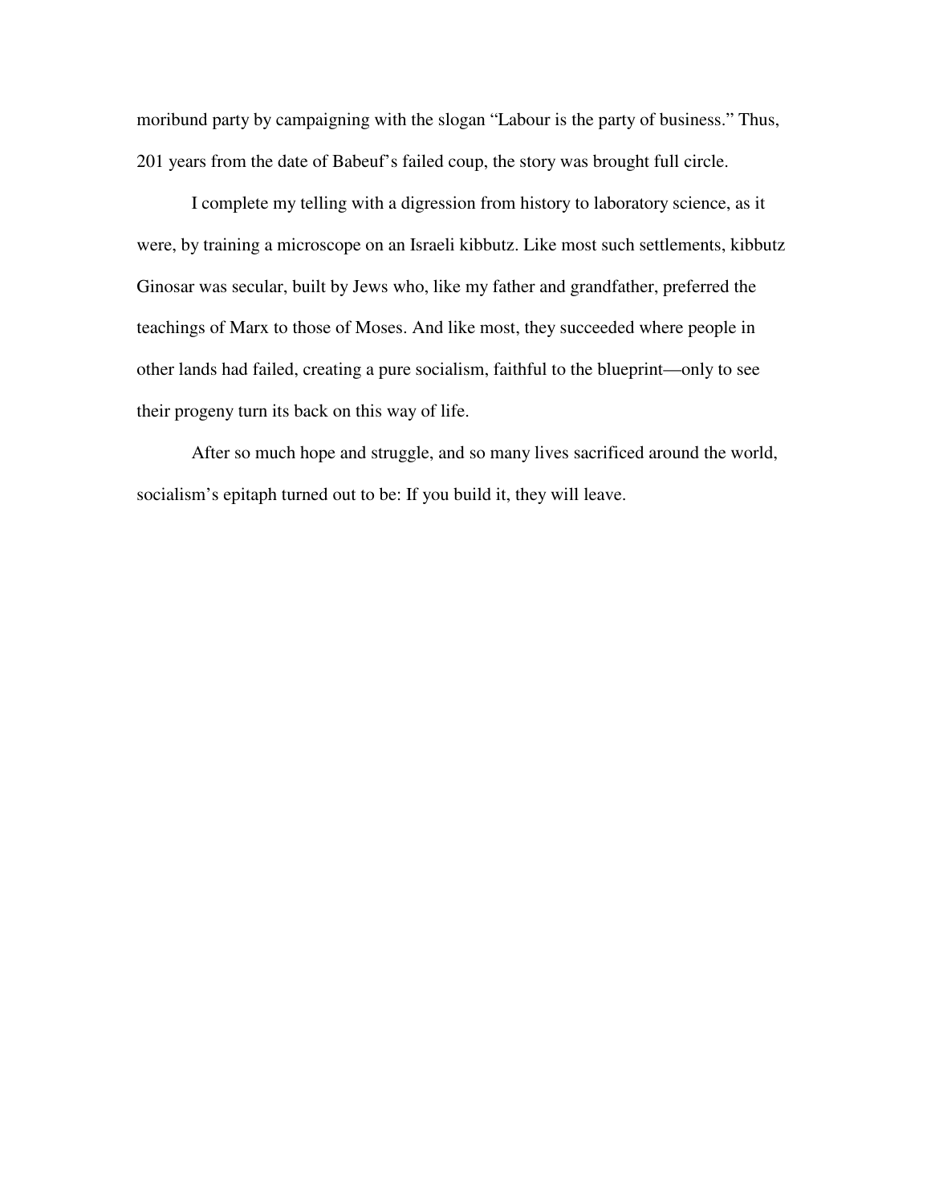moribund party by campaigning with the slogan "Labour is the party of business." Thus, 201 years from the date of Babeuf's failed coup, the story was brought full circle.

I complete my telling with a digression from history to laboratory science, as it were, by training a microscope on an Israeli kibbutz. Like most such settlements, kibbutz Ginosar was secular, built by Jews who, like my father and grandfather, preferred the teachings of Marx to those of Moses. And like most, they succeeded where people in other lands had failed, creating a pure socialism, faithful to the blueprint—only to see their progeny turn its back on this way of life.

After so much hope and struggle, and so many lives sacrificed around the world, socialism's epitaph turned out to be: If you build it, they will leave.